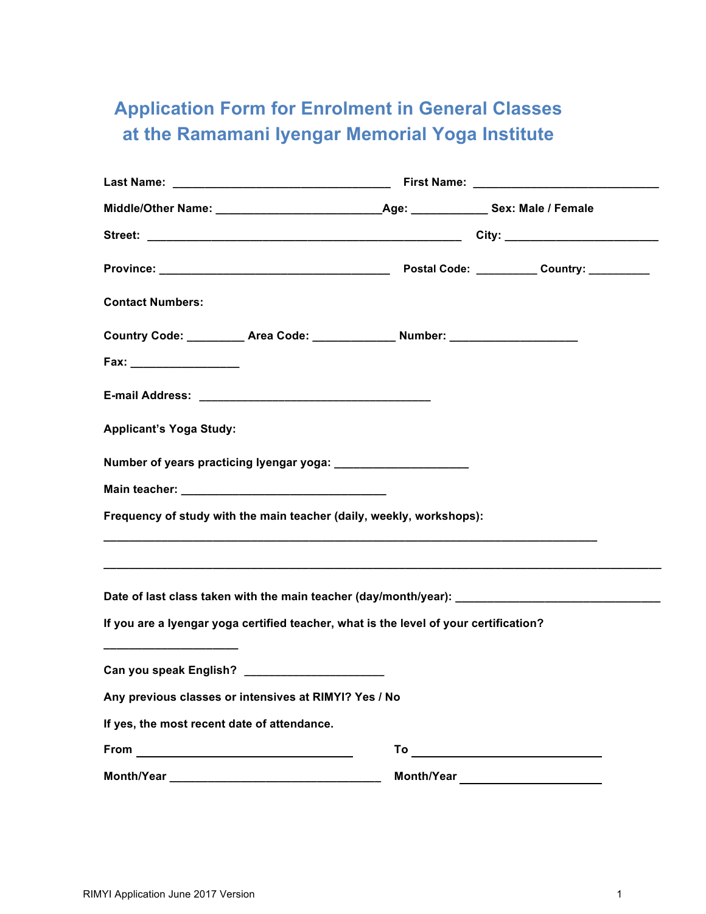# Application Form for Enrolment in General Classes at the Ramamani Iyengar Memorial Yoga Institute

**Last Name:** ______________________________ **First Name:** ____________________________

**Middle/Other Name:** _______________________**Age:** ___________ **Sex: Male / Female**

**Street:** _______________________________________________ **City:** _______________________

**Province:** __________________________________ **Postal Code:** _________ **Country:** _________

**Contact Numbers:**

**Country Code:** _________ **Area Code:** ____________ **Number:** ___________________

**Fax:** ________________

**E-mail Address:** __________________________________

**Applicant's Yoga Study:**

**Number of years practicing Iyengar yoga:** ____________________

**Main teacher:** ______________________________

**Frequency of study with the main teacher (daily, weekly, workshops):**

___________________________________________________________________________

_____________________________________________________________________________________

**Date of last class taken with the main teacher (day/month/year):** ______________________________

**If you are a Iyengar yoga certified teacher, what is the level of your certification?**

____________________

**Can you speak English?** _____________________

**Any previous classes or intensives at RIMYI? Yes / No**

**If yes, the most recent date of attendance.**

**From** ________________________________ **To** ____________________________

**Month/Year** ________________________________ **Month/Year** _____________________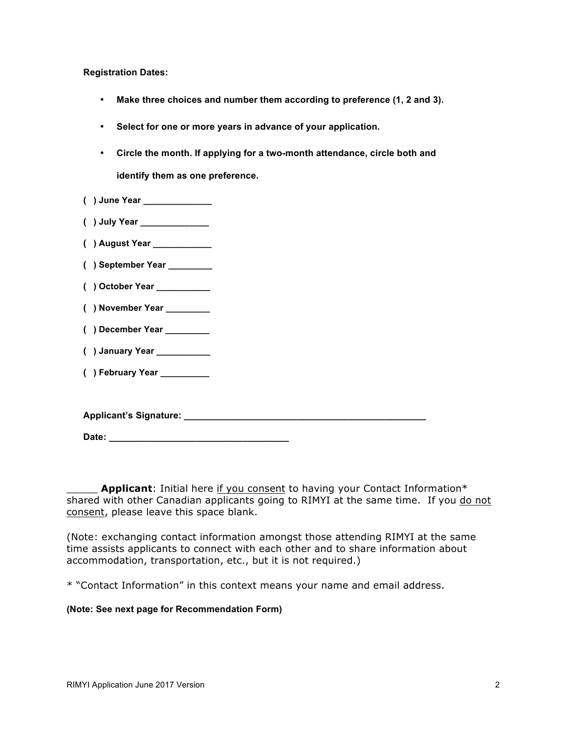**Registration Dates:**

- **Make three choices and number them according to preference (1, 2 and 3).**
- **Select for one or more years in advance of your application.**
- **Circle the month. If applying for a two-month attendance, circle both and identify them as one preference.**

**( ) June Year ______________**

**( ) July Year ______________**

**( ) August Year ____________**

**( ) September Year _________**

**( ) October Year ___________**

**( ) November Year _________**

**( ) December Year _________**

**( ) January Year ___________**

**( ) February Year __________**

**Applicant's Signature: ________________________________________________**

**Date: __________________________________**

_____ **Applicant**: Initial here <u>if you consent</u> to having your Contact Information* shared with other Canadian applicants going to RIMYI at the same time. If you <u>do not consent</u>, please leave this space blank.

(Note: exchanging contact information amongst those attending RIMYI at the same time assists applicants to connect with each other and to share information about accommodation, transportation, etc., but it is not required.)

* "Contact Information" in this context means your name and email address.

**(Note: See next page for Recommendation Form)**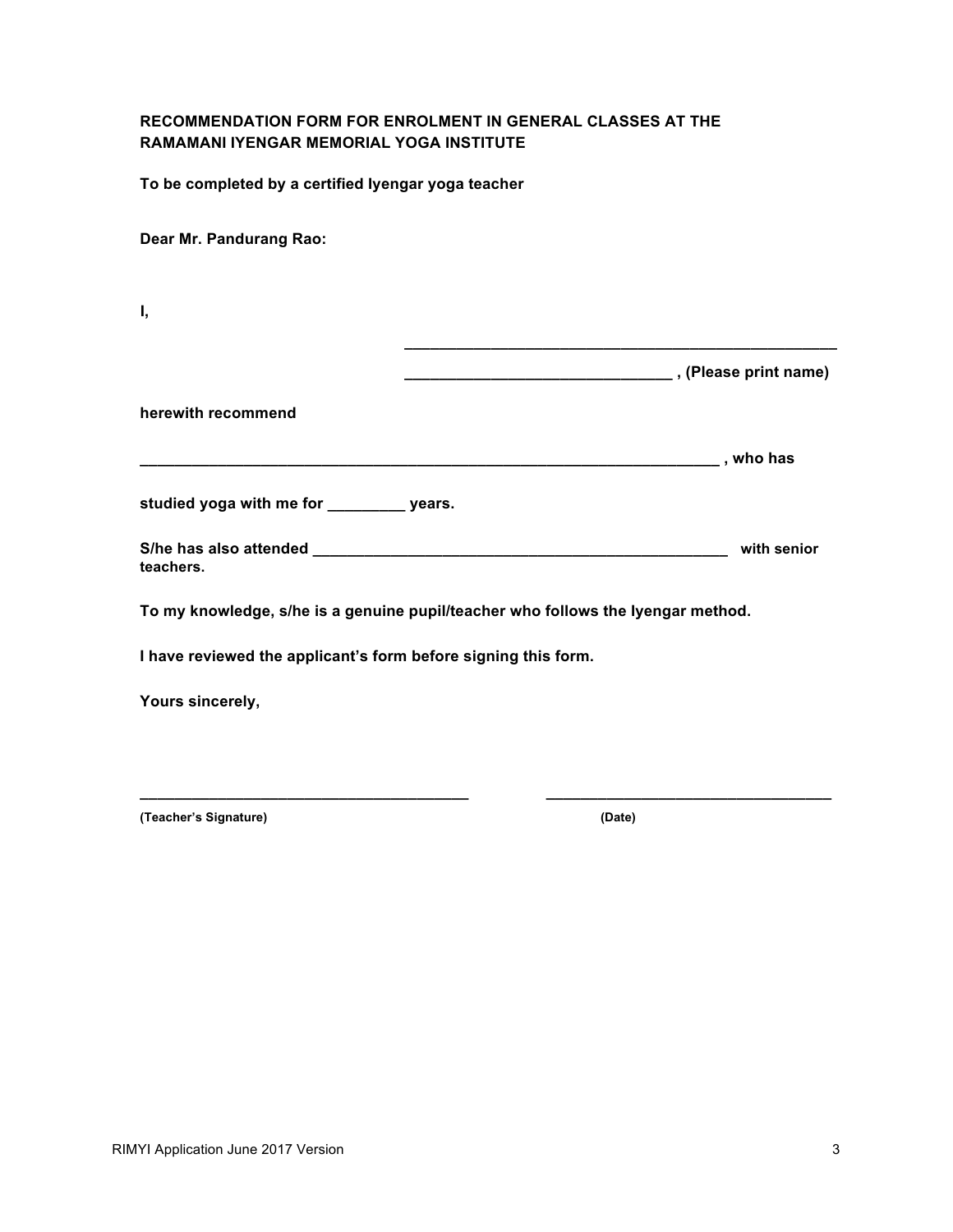**RECOMMENDATION FORM FOR ENROLMENT IN GENERAL CLASSES AT THE RAMAMANI IYENGAR MEMORIAL YOGA INSTITUTE**

**To be completed by a certified Iyengar yoga teacher**

**Dear Mr. Pandurang Rao:**

**I,**

**____________________________________________________**

**______________________________ , (Please print name)**

**herewith recommend**

**____________________________________________________________________ , who has**

**studied yoga with me for _________ years.**

**S/he has also attended __________________________________________________ with senior teachers.**

**To my knowledge, s/he is a genuine pupil/teacher who follows the Iyengar method.**

**I have reviewed the applicant's form before signing this form.**

**Yours sincerely,**

**_______________________________________ _________________________________**

**(Teacher's Signature) (Date)**